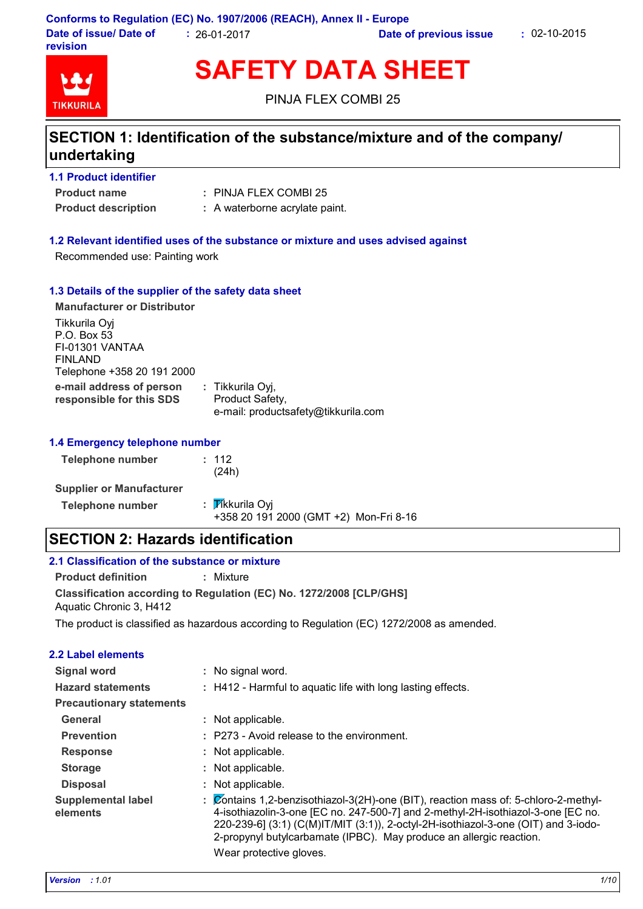Conforms to Regulation (EC) No. 1907/2006 (REACH), Annex II - Europe

**Date of issue/ Date of revision** : 26-01-2017 **Date of previous issue** : 02-10-2015

# SAFETY DATA SHEET

PINJA FLEX COMBI 25

## SECTION 1: Identification of the substance/mixture and of the company/ undertaking

### 1.1 Product identifier

**Product name** : PINJA FLEX COMBI 25

**Product description** : A waterborne acrylate paint.

### 1.2 Relevant identified uses of the substance or mixture and uses advised against

Recommended use: Painting work

### 1.3 Details of the supplier of the safety data sheet

**Manufacturer or Distributor**

Tikkurila Oyj
P.O. Box 53
FI-01301 VANTAA
FINLAND
Telephone +358 20 191 2000

**e-mail address of person responsible for this SDS** : Tikkurila Oyj, Product Safety, e-mail: productsafety@tikkurila.com

### 1.4 Emergency telephone number

**Telephone number** : 112 (24h)

**Supplier or Manufacturer**

**Telephone number** : Tikkurila Oyj
+358 20 191 2000 (GMT +2) Mon-Fri 8-16

## SECTION 2: Hazards identification

### 2.1 Classification of the substance or mixture

**Product definition** : Mixture

**Classification according to Regulation (EC) No. 1272/2008 [CLP/GHS]**
Aquatic Chronic 3, H412

The product is classified as hazardous according to Regulation (EC) 1272/2008 as amended.

### 2.2 Label elements

**Signal word** : No signal word.

**Hazard statements** : H412 - Harmful to aquatic life with long lasting effects.

**Precautionary statements**

**General** : Not applicable.

**Prevention** : P273 - Avoid release to the environment.

**Response** : Not applicable.

**Storage** : Not applicable.

**Disposal** : Not applicable.

**Supplemental label elements** : Contains 1,2-benzisothiazol-3(2H)-one (BIT), reaction mass of: 5-chloro-2-methyl-4-isothiazolin-3-one [EC no. 247-500-7] and 2-methyl-2H-isothiazol-3-one [EC no. 220-239-6] (3:1) (C(M)IT/MIT (3:1)), 2-octyl-2H-isothiazol-3-one (OIT) and 3-iodo-2-propynyl butylcarbamate (IPBC). May produce an allergic reaction.
Wear protective gloves.

*Version : 1.01*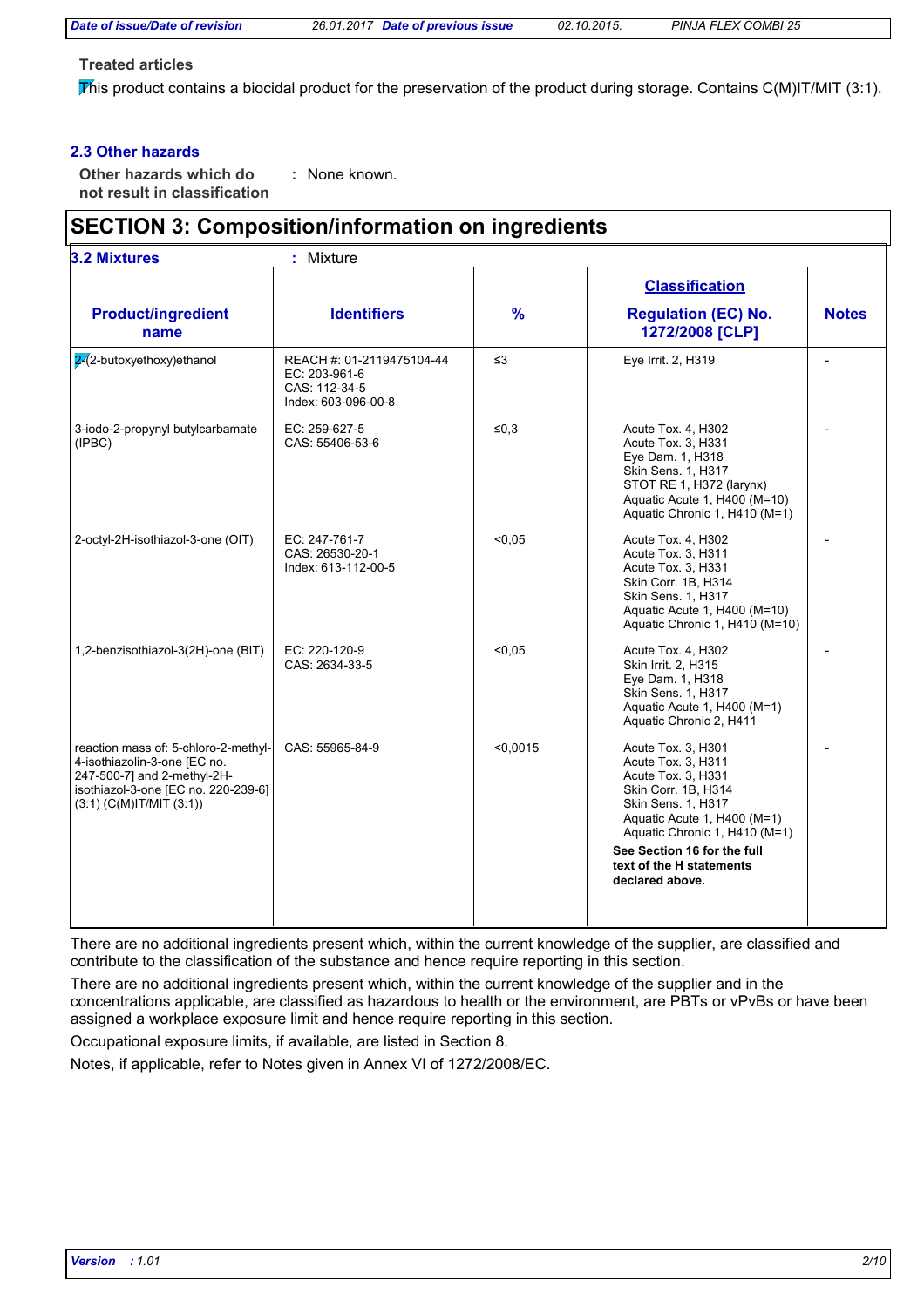**Treated articles**

This product contains a biocidal product for the preservation of the product during storage. Contains C(M)IT/MIT (3:1).

### 2.3 Other hazards

**Other hazards which do not result in classification** : None known.

## SECTION 3: Composition/information on ingredients

**3.2 Mixtures** : Mixture

| Product/ingredient name | Identifiers | % | Classification Regulation (EC) No. 1272/2008 [CLP] | Notes |
|---|---|---|---|---|
| 2-(2-butoxyethoxy)ethanol | REACH #: 01-2119475104-44<br>EC: 203-961-6<br>CAS: 112-34-5<br>Index: 603-096-00-8 | ≤3 | Eye Irrit. 2, H319 | - |
| 3-iodo-2-propynyl butylcarbamate (IPBC) | EC: 259-627-5<br>CAS: 55406-53-6 | ≤0,3 | Acute Tox. 4, H302<br>Acute Tox. 3, H331<br>Eye Dam. 1, H318<br>Skin Sens. 1, H317<br>STOT RE 1, H372 (larynx)<br>Aquatic Acute 1, H400 (M=10)<br>Aquatic Chronic 1, H410 (M=1) | - |
| 2-octyl-2H-isothiazol-3-one (OIT) | EC: 247-761-7<br>CAS: 26530-20-1<br>Index: 613-112-00-5 | <0,05 | Acute Tox. 4, H302<br>Acute Tox. 3, H311<br>Acute Tox. 3, H331<br>Skin Corr. 1B, H314<br>Skin Sens. 1, H317<br>Aquatic Acute 1, H400 (M=10)<br>Aquatic Chronic 1, H410 (M=10) | - |
| 1,2-benzisothiazol-3(2H)-one (BIT) | EC: 220-120-9<br>CAS: 2634-33-5 | <0,05 | Acute Tox. 4, H302<br>Skin Irrit. 2, H315<br>Eye Dam. 1, H318<br>Skin Sens. 1, H317<br>Aquatic Acute 1, H400 (M=1)<br>Aquatic Chronic 2, H411 | - |
| reaction mass of: 5-chloro-2-methyl-4-isothiazolin-3-one [EC no. 247-500-7] and 2-methyl-2H-isothiazol-3-one [EC no. 220-239-6] (3:1) (C(M)IT/MIT (3:1)) | CAS: 55965-84-9 | <0,0015 | Acute Tox. 3, H301<br>Acute Tox. 3, H311<br>Acute Tox. 3, H331<br>Skin Corr. 1B, H314<br>Skin Sens. 1, H317<br>Aquatic Acute 1, H400 (M=1)<br>Aquatic Chronic 1, H410 (M=1)<br>**See Section 16 for the full text of the H statements declared above.** | - |

There are no additional ingredients present which, within the current knowledge of the supplier, are classified and contribute to the classification of the substance and hence require reporting in this section.

There are no additional ingredients present which, within the current knowledge of the supplier and in the concentrations applicable, are classified as hazardous to health or the environment, are PBTs or vPvBs or have been assigned a workplace exposure limit and hence require reporting in this section.

Occupational exposure limits, if available, are listed in Section 8.

Notes, if applicable, refer to Notes given in Annex VI of 1272/2008/EC.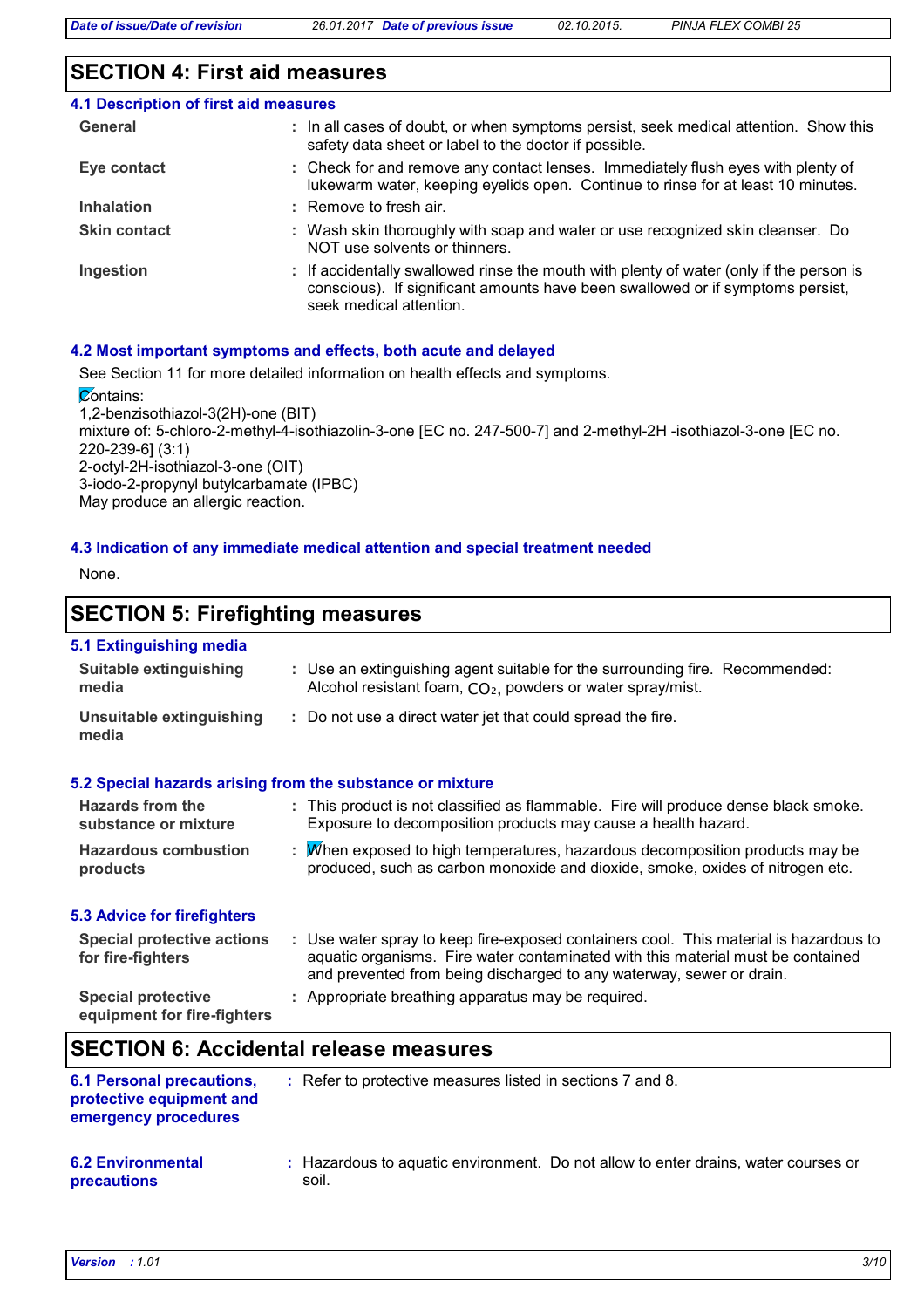## SECTION 4: First aid measures

### 4.1 Description of first aid measures

| | |
|---|---|
| **General** | : In all cases of doubt, or when symptoms persist, seek medical attention. Show this safety data sheet or label to the doctor if possible. |
| **Eye contact** | : Check for and remove any contact lenses. Immediately flush eyes with plenty of lukewarm water, keeping eyelids open. Continue to rinse for at least 10 minutes. |
| **Inhalation** | : Remove to fresh air. |
| **Skin contact** | : Wash skin thoroughly with soap and water or use recognized skin cleanser. Do NOT use solvents or thinners. |
| **Ingestion** | : If accidentally swallowed rinse the mouth with plenty of water (only if the person is conscious). If significant amounts have been swallowed or if symptoms persist, seek medical attention. |

### 4.2 Most important symptoms and effects, both acute and delayed

See Section 11 for more detailed information on health effects and symptoms.

Contains:
1,2-benzisothiazol-3(2H)-one (BIT)
mixture of: 5-chloro-2-methyl-4-isothiazolin-3-one [EC no. 247-500-7] and 2-methyl-2H -isothiazol-3-one [EC no. 220-239-6] (3:1)
2-octyl-2H-isothiazol-3-one (OIT)
3-iodo-2-propynyl butylcarbamate (IPBC)
May produce an allergic reaction.

### 4.3 Indication of any immediate medical attention and special treatment needed

None.

## SECTION 5: Firefighting measures

### 5.1 Extinguishing media

| | |
|---|---|
| **Suitable extinguishing media** | : Use an extinguishing agent suitable for the surrounding fire. Recommended: Alcohol resistant foam, $CO_2$, powders or water spray/mist. |
| **Unsuitable extinguishing media** | : Do not use a direct water jet that could spread the fire. |

### 5.2 Special hazards arising from the substance or mixture

| | |
|---|---|
| **Hazards from the substance or mixture** | : This product is not classified as flammable. Fire will produce dense black smoke. Exposure to decomposition products may cause a health hazard. |
| **Hazardous combustion products** | : When exposed to high temperatures, hazardous decomposition products may be produced, such as carbon monoxide and dioxide, smoke, oxides of nitrogen etc. |

### 5.3 Advice for firefighters

| | |
|---|---|
| **Special protective actions for fire-fighters** | : Use water spray to keep fire-exposed containers cool. This material is hazardous to aquatic organisms. Fire water contaminated with this material must be contained and prevented from being discharged to any waterway, sewer or drain. |
| **Special protective equipment for fire-fighters** | : Appropriate breathing apparatus may be required. |

## SECTION 6: Accidental release measures

| | |
|---|---|
| **6.1 Personal precautions, protective equipment and emergency procedures** | : Refer to protective measures listed in sections 7 and 8. |
| **6.2 Environmental precautions** | : Hazardous to aquatic environment. Do not allow to enter drains, water courses or soil. |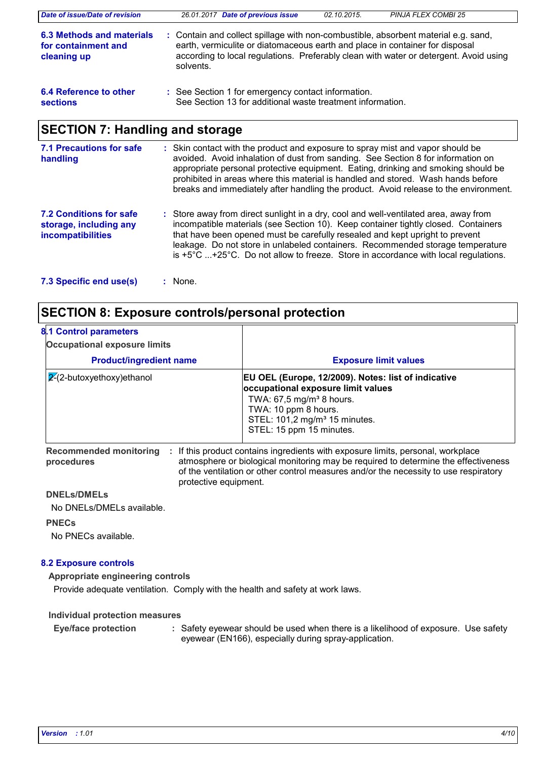**6.3 Methods and materials for containment and cleaning up** : Contain and collect spillage with non-combustible, absorbent material e.g. sand, earth, vermiculite or diatomaceous earth and place in container for disposal according to local regulations. Preferably clean with water or detergent. Avoid using solvents.

**6.4 Reference to other sections** : See Section 1 for emergency contact information.
See Section 13 for additional waste treatment information.

## SECTION 7: Handling and storage

**7.1 Precautions for safe handling** : Skin contact with the product and exposure to spray mist and vapor should be avoided. Avoid inhalation of dust from sanding. See Section 8 for information on appropriate personal protective equipment. Eating, drinking and smoking should be prohibited in areas where this material is handled and stored. Wash hands before breaks and immediately after handling the product. Avoid release to the environment.

**7.2 Conditions for safe storage, including any incompatibilities** : Store away from direct sunlight in a dry, cool and well-ventilated area, away from incompatible materials (see Section 10). Keep container tightly closed. Containers that have been opened must be carefully resealed and kept upright to prevent leakage. Do not store in unlabeled containers. Recommended storage temperature is +5°C ...+25°C. Do not allow to freeze. Store in accordance with local regulations.

**7.3 Specific end use(s)** : None.

## SECTION 8: Exposure controls/personal protection

### 8.1 Control parameters

**Occupational exposure limits**

| Product/ingredient name | Exposure limit values |
|---|---|
| 2-(2-butoxyethoxy)ethanol | **EU OEL (Europe, 12/2009). Notes: list of indicative occupational exposure limit values**<br>TWA: 67,5 mg/m³ 8 hours.<br>TWA: 10 ppm 8 hours.<br>STEL: 101,2 mg/m³ 15 minutes.<br>STEL: 15 ppm 15 minutes. |

**Recommended monitoring procedures** : If this product contains ingredients with exposure limits, personal, workplace atmosphere or biological monitoring may be required to determine the effectiveness of the ventilation or other control measures and/or the necessity to use respiratory protective equipment.

**DNELs/DMELs**

No DNELs/DMELs available.

**PNECs**

No PNECs available.

### 8.2 Exposure controls

**Appropriate engineering controls**

Provide adequate ventilation. Comply with the health and safety at work laws.

**Individual protection measures**

**Eye/face protection** : Safety eyewear should be used when there is a likelihood of exposure. Use safety eyewear (EN166), especially during spray-application.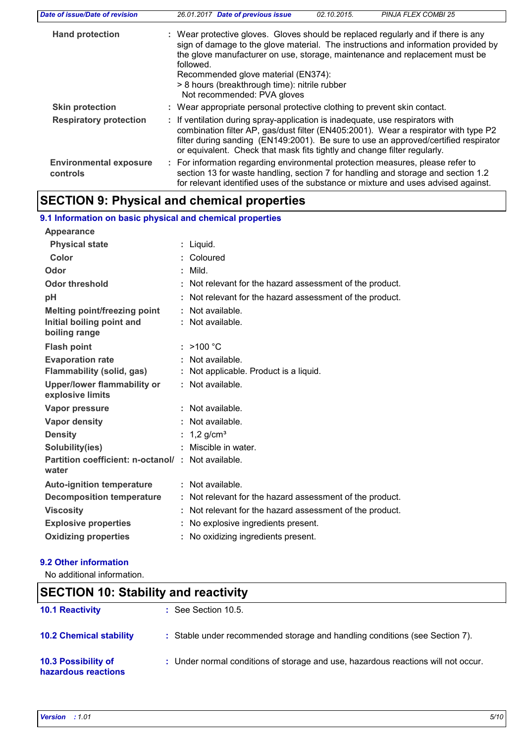| | |
|---|---|
| **Hand protection** | : Wear protective gloves. Gloves should be replaced regularly and if there is any sign of damage to the glove material. The instructions and information provided by the glove manufacturer on use, storage, maintenance and replacement must be followed.<br>Recommended glove material (EN374):<br>> 8 hours (breakthrough time): nitrile rubber<br>Not recommended: PVA gloves |
| **Skin protection** | : Wear appropriate personal protective clothing to prevent skin contact. |
| **Respiratory protection** | : If ventilation during spray-application is inadequate, use respirators with combination filter AP, gas/dust filter (EN405:2001). Wear a respirator with type P2 filter during sanding (EN149:2001). Be sure to use an approved/certified respirator or equivalent. Check that mask fits tightly and change filter regularly. |
| **Environmental exposure controls** | : For information regarding environmental protection measures, please refer to section 13 for waste handling, section 7 for handling and storage and section 1.2 for relevant identified uses of the substance or mixture and uses advised against. |

# SECTION 9: Physical and chemical properties

## 9.1 Information on basic physical and chemical properties

| | |
|---|---|
| **Appearance** | |
| **Physical state** | : Liquid. |
| **Color** | : Coloured |
| **Odor** | : Mild. |
| **Odor threshold** | : Not relevant for the hazard assessment of the product. |
| **pH** | : Not relevant for the hazard assessment of the product. |
| **Melting point/freezing point** | : Not available. |
| **Initial boiling point and boiling range** | : Not available. |
| **Flash point** | : >100 °C |
| **Evaporation rate** | : Not available. |
| **Flammability (solid, gas)** | : Not applicable. Product is a liquid. |
| **Upper/lower flammability or explosive limits** | : Not available. |
| **Vapor pressure** | : Not available. |
| **Vapor density** | : Not available. |
| **Density** | : 1,2 g/cm³ |
| **Solubility(ies)** | : Miscible in water. |
| **Partition coefficient: n-octanol/ water** | : Not available. |
| **Auto-ignition temperature** | : Not available. |
| **Decomposition temperature** | : Not relevant for the hazard assessment of the product. |
| **Viscosity** | : Not relevant for the hazard assessment of the product. |
| **Explosive properties** | : No explosive ingredients present. |
| **Oxidizing properties** | : No oxidizing ingredients present. |

## 9.2 Other information

No additional information.

# SECTION 10: Stability and reactivity

| | |
|---|---|
| **10.1 Reactivity** | : See Section 10.5. |
| **10.2 Chemical stability** | : Stable under recommended storage and handling conditions (see Section 7). |
| **10.3 Possibility of hazardous reactions** | : Under normal conditions of storage and use, hazardous reactions will not occur. |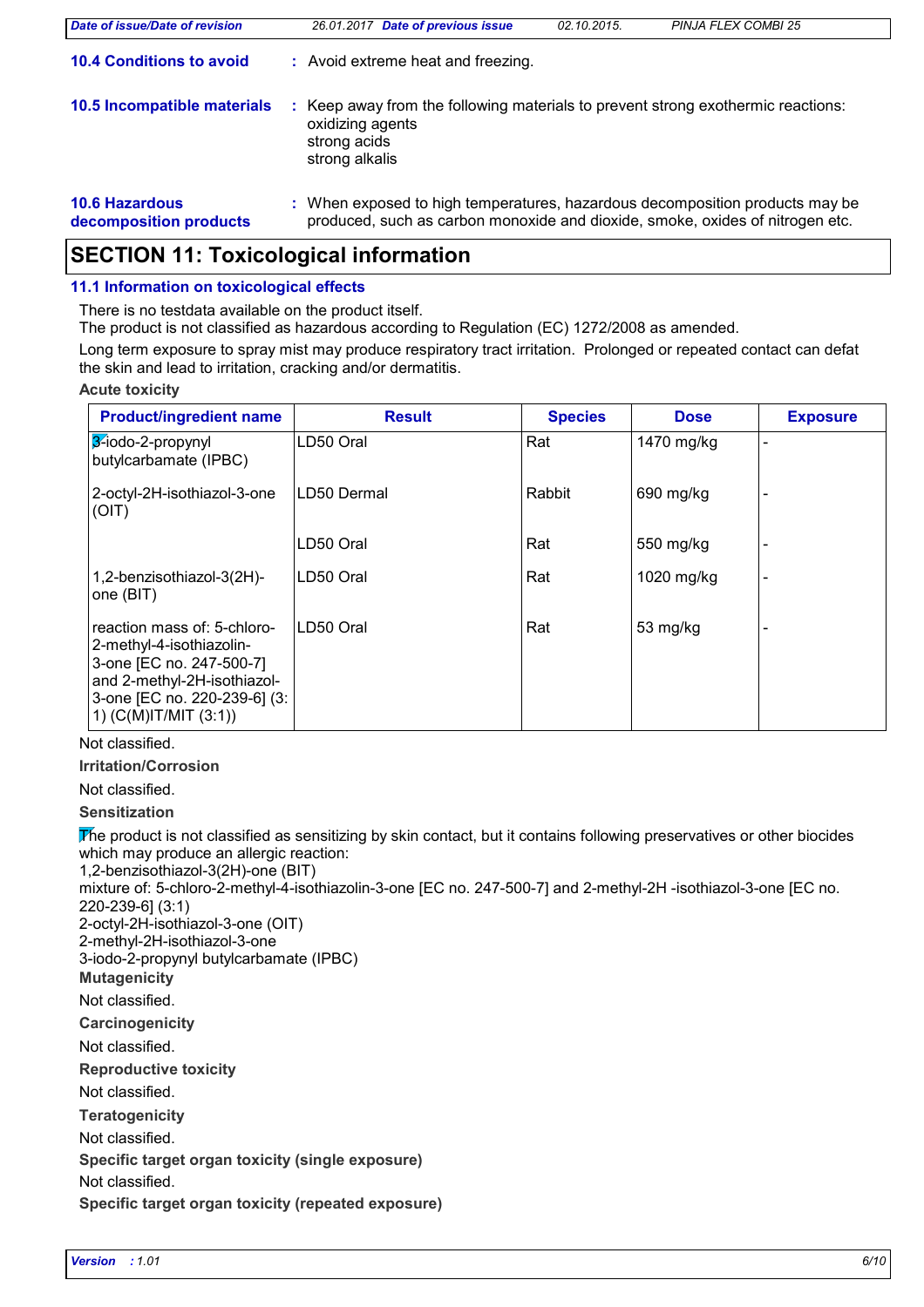**10.4 Conditions to avoid** : Avoid extreme heat and freezing.

**10.5 Incompatible materials** : Keep away from the following materials to prevent strong exothermic reactions:
oxidizing agents
strong acids
strong alkalis

**10.6 Hazardous decomposition products** : When exposed to high temperatures, hazardous decomposition products may be produced, such as carbon monoxide and dioxide, smoke, oxides of nitrogen etc.

## SECTION 11: Toxicological information

### 11.1 Information on toxicological effects

There is no testdata available on the product itself.
The product is not classified as hazardous according to Regulation (EC) 1272/2008 as amended.

Long term exposure to spray mist may produce respiratory tract irritation. Prolonged or repeated contact can defat the skin and lead to irritation, cracking and/or dermatitis.

**Acute toxicity**

| Product/ingredient name | Result | Species | Dose | Exposure |
|---|---|---|---|---|
| 3-iodo-2-propynyl butylcarbamate (IPBC) | LD50 Oral | Rat | 1470 mg/kg | - |
| 2-octyl-2H-isothiazol-3-one (OIT) | LD50 Dermal | Rabbit | 690 mg/kg | - |
| | LD50 Oral | Rat | 550 mg/kg | - |
| 1,2-benzisothiazol-3(2H)-one (BIT) | LD50 Oral | Rat | 1020 mg/kg | - |
| reaction mass of: 5-chloro-2-methyl-4-isothiazolin-3-one [EC no. 247-500-7] and 2-methyl-2H-isothiazol-3-one [EC no. 220-239-6] (3:1) (C(M)IT/MIT (3:1)) | LD50 Oral | Rat | 53 mg/kg | - |

Not classified.

**Irritation/Corrosion**

Not classified.

**Sensitization**

The product is not classified as sensitizing by skin contact, but it contains following preservatives or other biocides which may produce an allergic reaction:
1,2-benzisothiazol-3(2H)-one (BIT)
mixture of: 5-chloro-2-methyl-4-isothiazolin-3-one [EC no. 247-500-7] and 2-methyl-2H -isothiazol-3-one [EC no. 220-239-6] (3:1)
2-octyl-2H-isothiazol-3-one (OIT)
2-methyl-2H-isothiazol-3-one
3-iodo-2-propynyl butylcarbamate (IPBC)

**Mutagenicity**

Not classified.

**Carcinogenicity**

Not classified.

**Reproductive toxicity**

Not classified.

**Teratogenicity**

Not classified.

**Specific target organ toxicity (single exposure)**

Not classified.

**Specific target organ toxicity (repeated exposure)**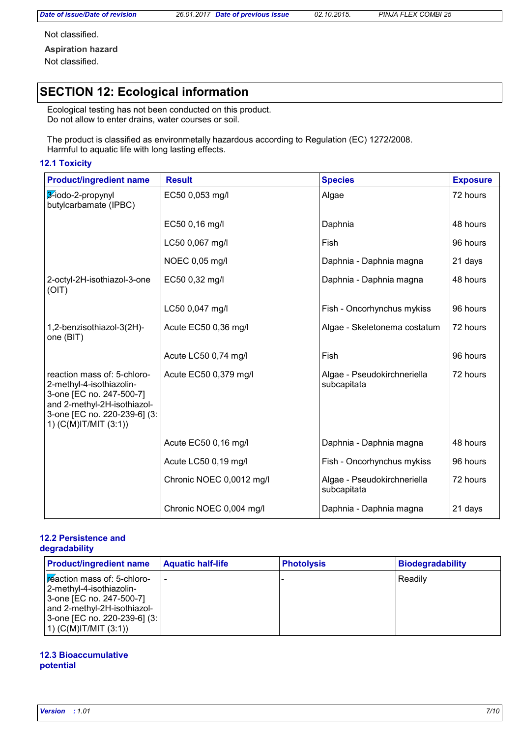Not classified.

**Aspiration hazard**

Not classified.

## SECTION 12: Ecological information

Ecological testing has not been conducted on this product.
Do not allow to enter drains, water courses or soil.

The product is classified as environmetally hazardous according to Regulation (EC) 1272/2008.
Harmful to aquatic life with long lasting effects.

### 12.1 Toxicity

| Product/ingredient name | Result | Species | Exposure |
|---|---|---|---|
| 3-iodo-2-propynyl butylcarbamate (IPBC) | EC50 0,053 mg/l | Algae | 72 hours |
| | EC50 0,16 mg/l | Daphnia | 48 hours |
| | LC50 0,067 mg/l | Fish | 96 hours |
| | NOEC 0,05 mg/l | Daphnia - Daphnia magna | 21 days |
| 2-octyl-2H-isothiazol-3-one (OIT) | EC50 0,32 mg/l | Daphnia - Daphnia magna | 48 hours |
| | LC50 0,047 mg/l | Fish - Oncorhynchus mykiss | 96 hours |
| 1,2-benzisothiazol-3(2H)-one (BIT) | Acute EC50 0,36 mg/l | Algae - Skeletonema costatum | 72 hours |
| | Acute LC50 0,74 mg/l | Fish | 96 hours |
| reaction mass of: 5-chloro-2-methyl-4-isothiazolin-3-one [EC no. 247-500-7] and 2-methyl-2H-isothiazol-3-one [EC no. 220-239-6] (3:1) (C(M)IT/MIT (3:1)) | Acute EC50 0,379 mg/l | Algae - Pseudokirchneriella subcapitata | 72 hours |
| | Acute EC50 0,16 mg/l | Daphnia - Daphnia magna | 48 hours |
| | Acute LC50 0,19 mg/l | Fish - Oncorhynchus mykiss | 96 hours |
| | Chronic NOEC 0,0012 mg/l | Algae - Pseudokirchneriella subcapitata | 72 hours |
| | Chronic NOEC 0,004 mg/l | Daphnia - Daphnia magna | 21 days |

### 12.2 Persistence and degradability

| Product/ingredient name | Aquatic half-life | Photolysis | Biodegradability |
|---|---|---|---|
| reaction mass of: 5-chloro-2-methyl-4-isothiazolin-3-one [EC no. 247-500-7] and 2-methyl-2H-isothiazol-3-one [EC no. 220-239-6] (3:1) (C(M)IT/MIT (3:1)) | - | - | Readily |

### 12.3 Bioaccumulative potential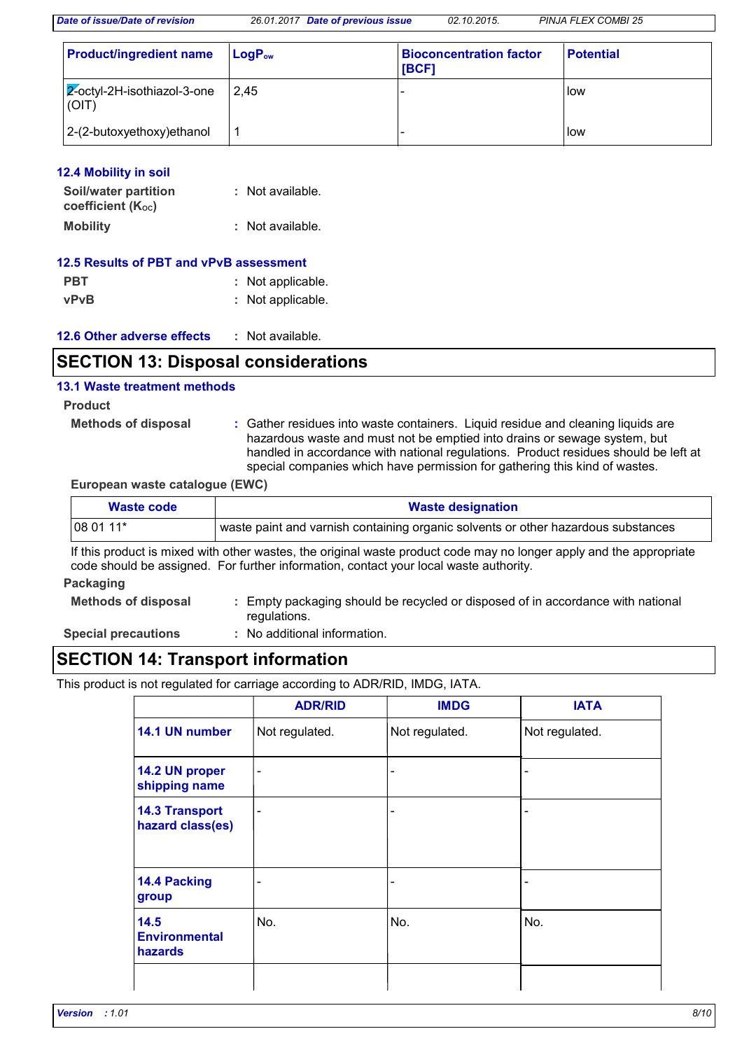| Product/ingredient name | $LogP_{ow}$ | Bioconcentration factor [BCF] | Potential |
|---|---|---|---|
| 2-octyl-2H-isothiazol-3-one (OIT) | 2,45 | - | low |
| 2-(2-butoxyethoxy)ethanol | 1 | - | low |

### 12.4 Mobility in soil

**Soil/water partition coefficient ($K_{OC}$)** : Not available.

**Mobility** : Not available.

### 12.5 Results of PBT and vPvB assessment

**PBT** : Not applicable.

**vPvB** : Not applicable.

### 12.6 Other adverse effects : Not available.

## SECTION 13: Disposal considerations

### 13.1 Waste treatment methods

**Product**

**Methods of disposal** : Gather residues into waste containers. Liquid residue and cleaning liquids are hazardous waste and must not be emptied into drains or sewage system, but handled in accordance with national regulations. Product residues should be left at special companies which have permission for gathering this kind of wastes.

**European waste catalogue (EWC)**

| Waste code | Waste designation |
|---|---|
| 08 01 11* | waste paint and varnish containing organic solvents or other hazardous substances |

If this product is mixed with other wastes, the original waste product code may no longer apply and the appropriate code should be assigned. For further information, contact your local waste authority.

**Packaging**

**Methods of disposal** : Empty packaging should be recycled or disposed of in accordance with national regulations.

**Special precautions** : No additional information.

## SECTION 14: Transport information

This product is not regulated for carriage according to ADR/RID, IMDG, IATA.

| | ADR/RID | IMDG | IATA |
|---|---|---|---|
| 14.1 UN number | Not regulated. | Not regulated. | Not regulated. |
| 14.2 UN proper shipping name | - | - | - |
| 14.3 Transport hazard class(es) | - | - | - |
| 14.4 Packing group | - | - | - |
| 14.5 Environmental hazards | No. | No. | No. |
| | | | |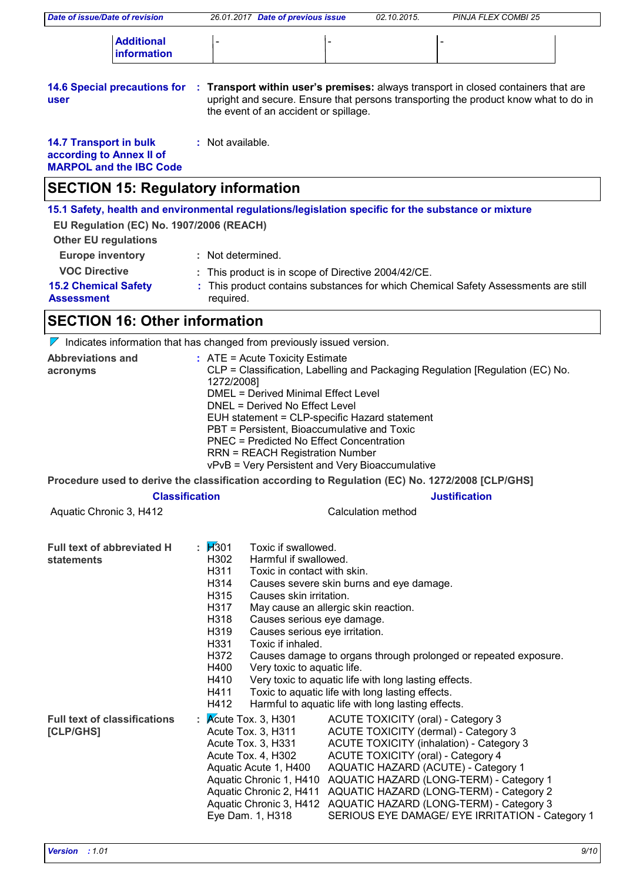| Additional information | - | - | - |
|---|---|---|---|

**14.6 Special precautions for user** : **Transport within user's premises:** always transport in closed containers that are upright and secure. Ensure that persons transporting the product know what to do in the event of an accident or spillage.

**14.7 Transport in bulk according to Annex II of MARPOL and the IBC Code** : Not available.

## SECTION 15: Regulatory information

**15.1 Safety, health and environmental regulations/legislation specific for the substance or mixture**

**EU Regulation (EC) No. 1907/2006 (REACH)**

**Other EU regulations**

**Europe inventory** : Not determined.

**VOC Directive** : This product is in scope of Directive 2004/42/CE.

**15.2 Chemical Safety Assessment** : This product contains substances for which Chemical Safety Assessments are still required.

## SECTION 16: Other information

Indicates information that has changed from previously issued version.

**Abbreviations and acronyms** :
ATE = Acute Toxicity Estimate
CLP = Classification, Labelling and Packaging Regulation [Regulation (EC) No. 1272/2008]
DMEL = Derived Minimal Effect Level
DNEL = Derived No Effect Level
EUH statement = CLP-specific Hazard statement
PBT = Persistent, Bioaccumulative and Toxic
PNEC = Predicted No Effect Concentration
RRN = REACH Registration Number
vPvB = Very Persistent and Very Bioaccumulative

**Procedure used to derive the classification according to Regulation (EC) No. 1272/2008 [CLP/GHS]**

| Classification | Justification |
|---|---|
| Aquatic Chronic 3, H412 | Calculation method |

**Full text of abbreviated H statements** :

| | |
|---|---|
| H301 | Toxic if swallowed. |
| H302 | Harmful if swallowed. |
| H311 | Toxic in contact with skin. |
| H314 | Causes severe skin burns and eye damage. |
| H315 | Causes skin irritation. |
| H317 | May cause an allergic skin reaction. |
| H318 | Causes serious eye damage. |
| H319 | Causes serious eye irritation. |
| H331 | Toxic if inhaled. |
| H372 | Causes damage to organs through prolonged or repeated exposure. |
| H400 | Very toxic to aquatic life. |
| H410 | Very toxic to aquatic life with long lasting effects. |
| H411 | Toxic to aquatic life with long lasting effects. |
| H412 | Harmful to aquatic life with long lasting effects. |

**Full text of classifications [CLP/GHS]** :

| | |
|---|---|
| Acute Tox. 3, H301 | ACUTE TOXICITY (oral) - Category 3 |
| Acute Tox. 3, H311 | ACUTE TOXICITY (dermal) - Category 3 |
| Acute Tox. 3, H331 | ACUTE TOXICITY (inhalation) - Category 3 |
| Acute Tox. 4, H302 | ACUTE TOXICITY (oral) - Category 4 |
| Aquatic Acute 1, H400 | AQUATIC HAZARD (ACUTE) - Category 1 |
| Aquatic Chronic 1, H410 | AQUATIC HAZARD (LONG-TERM) - Category 1 |
| Aquatic Chronic 2, H411 | AQUATIC HAZARD (LONG-TERM) - Category 2 |
| Aquatic Chronic 3, H412 | AQUATIC HAZARD (LONG-TERM) - Category 3 |
| Eye Dam. 1, H318 | SERIOUS EYE DAMAGE/ EYE IRRITATION - Category 1 |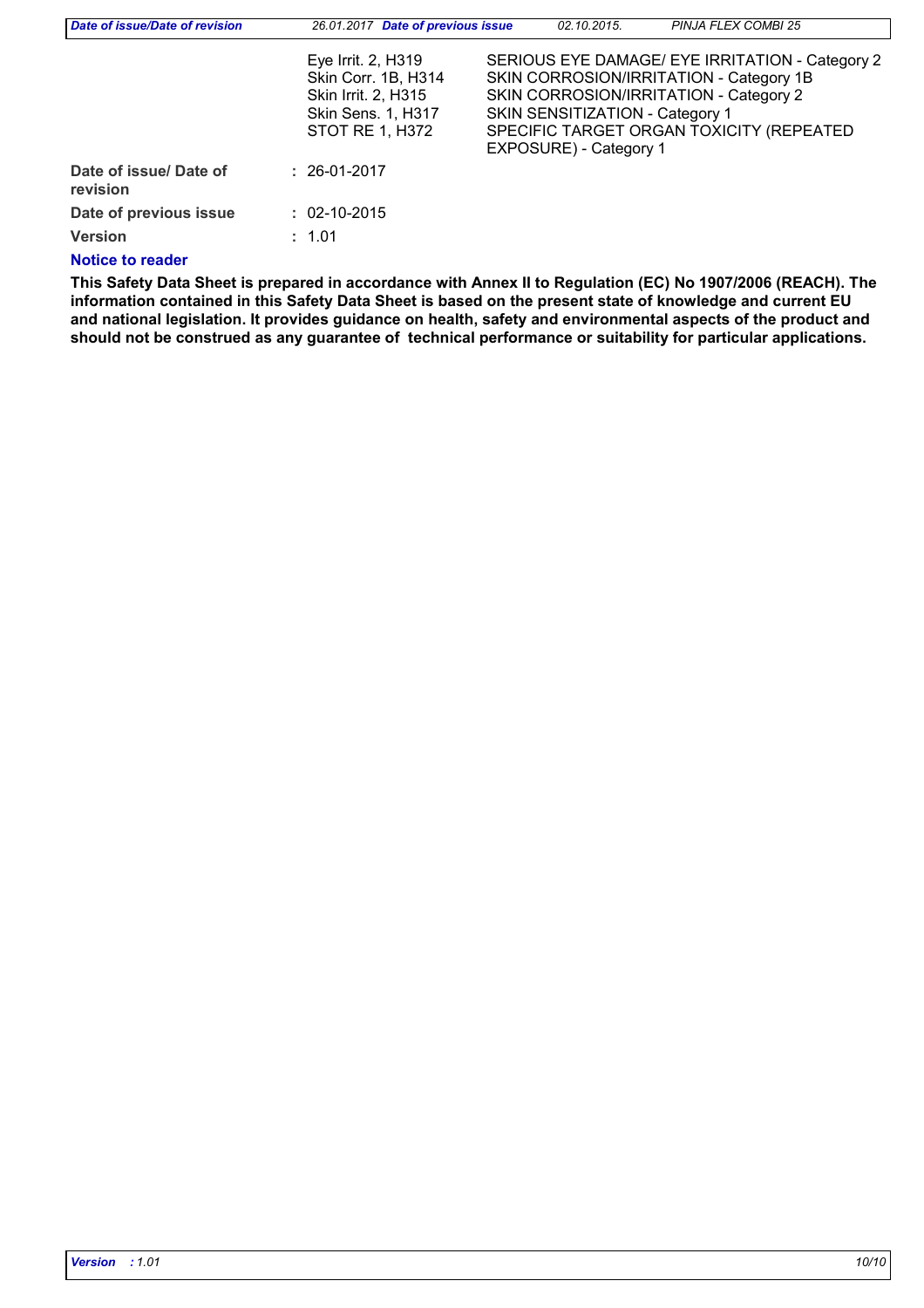| | | |
|---|---|---|
| | Eye Irrit. 2, H319 | SERIOUS EYE DAMAGE/ EYE IRRITATION - Category 2 |
| | Skin Corr. 1B, H314 | SKIN CORROSION/IRRITATION - Category 1B |
| | Skin Irrit. 2, H315 | SKIN CORROSION/IRRITATION - Category 2 |
| | Skin Sens. 1, H317 | SKIN SENSITIZATION - Category 1 |
| | STOT RE 1, H372 | SPECIFIC TARGET ORGAN TOXICITY (REPEATED EXPOSURE) - Category 1 |

**Date of issue/ Date of revision** : 26-01-2017

**Date of previous issue** : 02-10-2015

**Version** : 1.01

**Notice to reader**

**This Safety Data Sheet is prepared in accordance with Annex II to Regulation (EC) No 1907/2006 (REACH). The information contained in this Safety Data Sheet is based on the present state of knowledge and current EU and national legislation. It provides guidance on health, safety and environmental aspects of the product and should not be construed as any guarantee of technical performance or suitability for particular applications.**